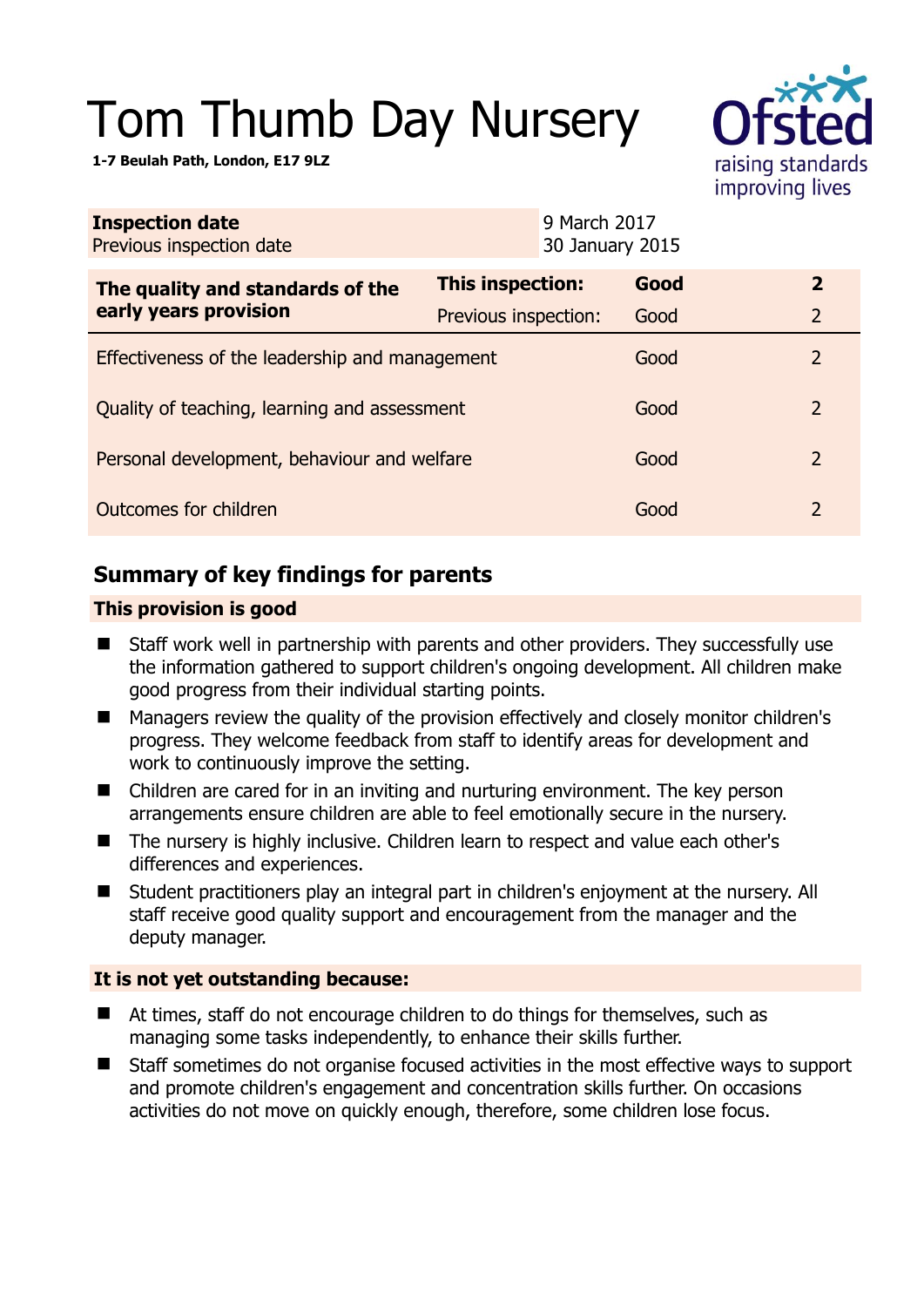# Tom Thumb Day Nursery

**1-7 Beulah Path, London, E17 9LZ**

| **Inspection date** | 9 March 2017 |
|---|---|
| Previous inspection date | 30 January 2015 |

| **The quality and standards of the early years provision** | **This inspection:** | **Good** | **2** |
|---|---|---|---|
| | Previous inspection: | Good | 2 |
| Effectiveness of the leadership and management | | Good | 2 |
| Quality of teaching, learning and assessment | | Good | 2 |
| Personal development, behaviour and welfare | | Good | 2 |
| Outcomes for children | | Good | 2 |

## Summary of key findings for parents

**This provision is good**

- Staff work well in partnership with parents and other providers. They successfully use the information gathered to support children's ongoing development. All children make good progress from their individual starting points.
- Managers review the quality of the provision effectively and closely monitor children's progress. They welcome feedback from staff to identify areas for development and work to continuously improve the setting.
- Children are cared for in an inviting and nurturing environment. The key person arrangements ensure children are able to feel emotionally secure in the nursery.
- The nursery is highly inclusive. Children learn to respect and value each other's differences and experiences.
- Student practitioners play an integral part in children's enjoyment at the nursery. All staff receive good quality support and encouragement from the manager and the deputy manager.

**It is not yet outstanding because:**

- At times, staff do not encourage children to do things for themselves, such as managing some tasks independently, to enhance their skills further.
- Staff sometimes do not organise focused activities in the most effective ways to support and promote children's engagement and concentration skills further. On occasions activities do not move on quickly enough, therefore, some children lose focus.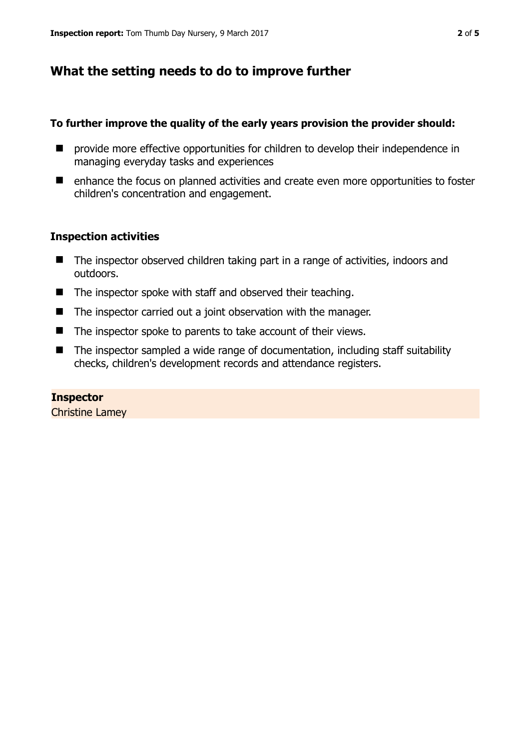## What the setting needs to do to improve further

**To further improve the quality of the early years provision the provider should:**

- provide more effective opportunities for children to develop their independence in managing everyday tasks and experiences
- enhance the focus on planned activities and create even more opportunities to foster children's concentration and engagement.

### Inspection activities

- The inspector observed children taking part in a range of activities, indoors and outdoors.
- The inspector spoke with staff and observed their teaching.
- The inspector carried out a joint observation with the manager.
- The inspector spoke to parents to take account of their views.
- The inspector sampled a wide range of documentation, including staff suitability checks, children's development records and attendance registers.

**Inspector**
Christine Lamey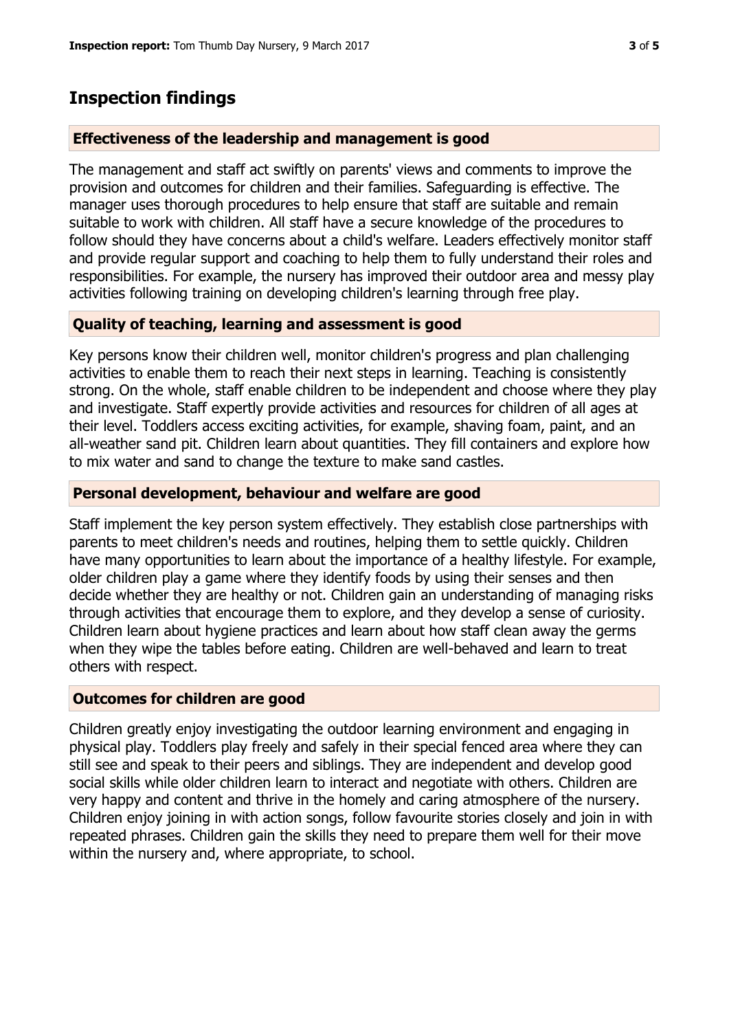## Inspection findings

### Effectiveness of the leadership and management is good

The management and staff act swiftly on parents' views and comments to improve the provision and outcomes for children and their families. Safeguarding is effective. The manager uses thorough procedures to help ensure that staff are suitable and remain suitable to work with children. All staff have a secure knowledge of the procedures to follow should they have concerns about a child's welfare. Leaders effectively monitor staff and provide regular support and coaching to help them to fully understand their roles and responsibilities. For example, the nursery has improved their outdoor area and messy play activities following training on developing children's learning through free play.

### Quality of teaching, learning and assessment is good

Key persons know their children well, monitor children's progress and plan challenging activities to enable them to reach their next steps in learning. Teaching is consistently strong. On the whole, staff enable children to be independent and choose where they play and investigate. Staff expertly provide activities and resources for children of all ages at their level. Toddlers access exciting activities, for example, shaving foam, paint, and an all-weather sand pit. Children learn about quantities. They fill containers and explore how to mix water and sand to change the texture to make sand castles.

### Personal development, behaviour and welfare are good

Staff implement the key person system effectively. They establish close partnerships with parents to meet children's needs and routines, helping them to settle quickly. Children have many opportunities to learn about the importance of a healthy lifestyle. For example, older children play a game where they identify foods by using their senses and then decide whether they are healthy or not. Children gain an understanding of managing risks through activities that encourage them to explore, and they develop a sense of curiosity. Children learn about hygiene practices and learn about how staff clean away the germs when they wipe the tables before eating. Children are well-behaved and learn to treat others with respect.

### Outcomes for children are good

Children greatly enjoy investigating the outdoor learning environment and engaging in physical play. Toddlers play freely and safely in their special fenced area where they can still see and speak to their peers and siblings. They are independent and develop good social skills while older children learn to interact and negotiate with others. Children are very happy and content and thrive in the homely and caring atmosphere of the nursery. Children enjoy joining in with action songs, follow favourite stories closely and join in with repeated phrases. Children gain the skills they need to prepare them well for their move within the nursery and, where appropriate, to school.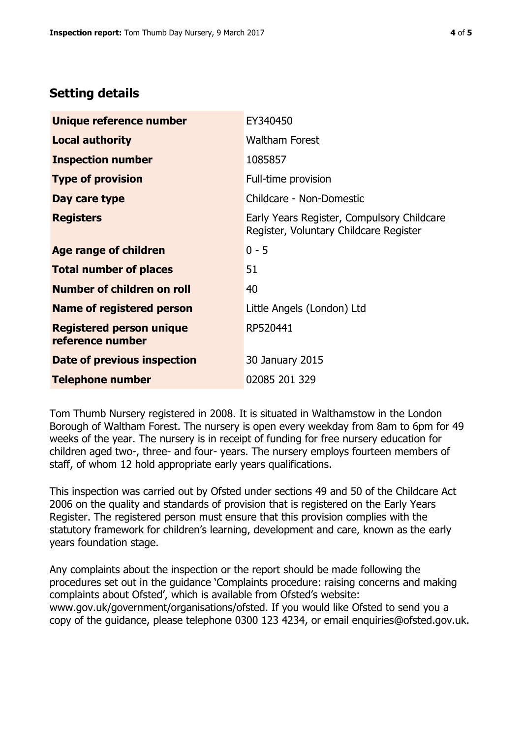## Setting details

| | |
|---|---|
| **Unique reference number** | EY340450 |
| **Local authority** | Waltham Forest |
| **Inspection number** | 1085857 |
| **Type of provision** | Full-time provision |
| **Day care type** | Childcare - Non-Domestic |
| **Registers** | Early Years Register, Compulsory Childcare Register, Voluntary Childcare Register |
| **Age range of children** | 0 - 5 |
| **Total number of places** | 51 |
| **Number of children on roll** | 40 |
| **Name of registered person** | Little Angels (London) Ltd |
| **Registered person unique reference number** | RP520441 |
| **Date of previous inspection** | 30 January 2015 |
| **Telephone number** | 02085 201 329 |

Tom Thumb Nursery registered in 2008. It is situated in Walthamstow in the London Borough of Waltham Forest. The nursery is open every weekday from 8am to 6pm for 49 weeks of the year. The nursery is in receipt of funding for free nursery education for children aged two-, three- and four- years. The nursery employs fourteen members of staff, of whom 12 hold appropriate early years qualifications.

This inspection was carried out by Ofsted under sections 49 and 50 of the Childcare Act 2006 on the quality and standards of provision that is registered on the Early Years Register. The registered person must ensure that this provision complies with the statutory framework for children's learning, development and care, known as the early years foundation stage.

Any complaints about the inspection or the report should be made following the procedures set out in the guidance 'Complaints procedure: raising concerns and making complaints about Ofsted', which is available from Ofsted's website: www.gov.uk/government/organisations/ofsted. If you would like Ofsted to send you a copy of the guidance, please telephone 0300 123 4234, or email enquiries@ofsted.gov.uk.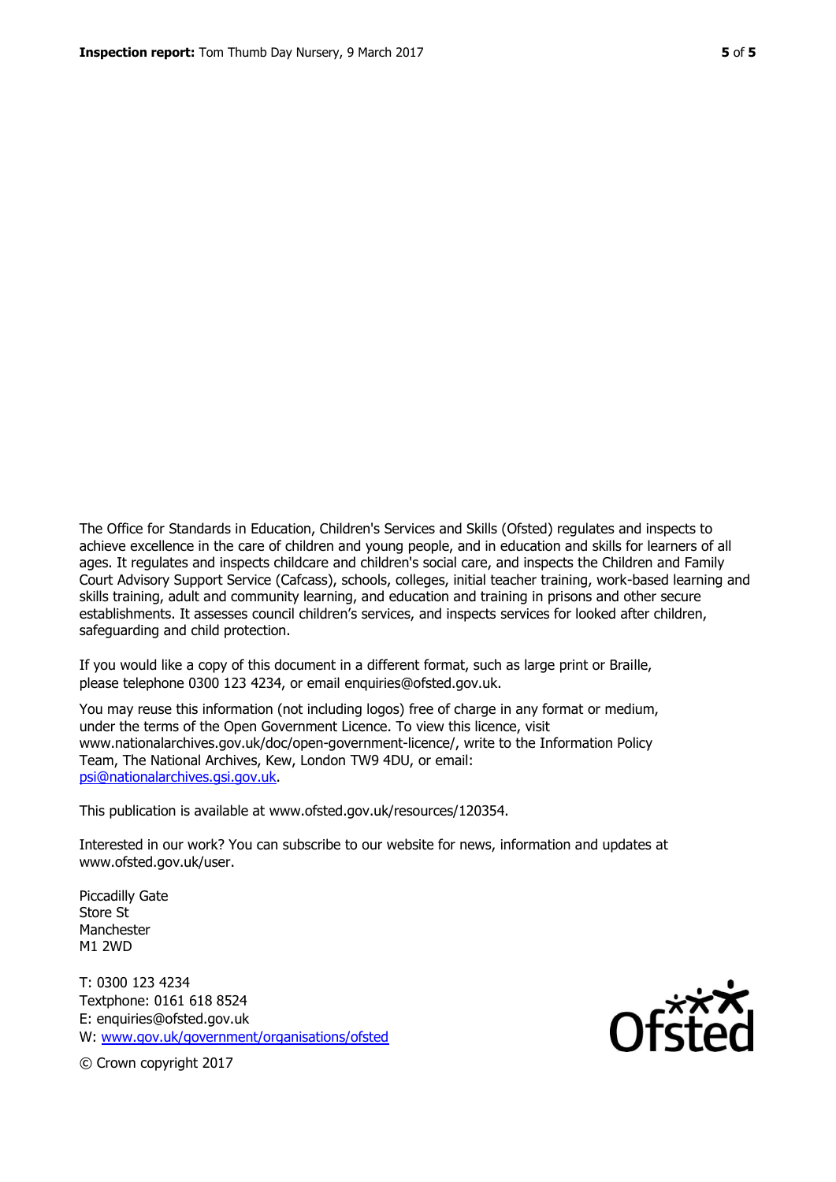The Office for Standards in Education, Children's Services and Skills (Ofsted) regulates and inspects to achieve excellence in the care of children and young people, and in education and skills for learners of all ages. It regulates and inspects childcare and children's social care, and inspects the Children and Family Court Advisory Support Service (Cafcass), schools, colleges, initial teacher training, work-based learning and skills training, adult and community learning, and education and training in prisons and other secure establishments. It assesses council children's services, and inspects services for looked after children, safeguarding and child protection.

If you would like a copy of this document in a different format, such as large print or Braille, please telephone 0300 123 4234, or email enquiries@ofsted.gov.uk.

You may reuse this information (not including logos) free of charge in any format or medium, under the terms of the Open Government Licence. To view this licence, visit www.nationalarchives.gov.uk/doc/open-government-licence/, write to the Information Policy Team, The National Archives, Kew, London TW9 4DU, or email: psi@nationalarchives.gsi.gov.uk.

This publication is available at www.ofsted.gov.uk/resources/120354.

Interested in our work? You can subscribe to our website for news, information and updates at www.ofsted.gov.uk/user.

Piccadilly Gate
Store St
Manchester
M1 2WD

T: 0300 123 4234
Textphone: 0161 618 8524
E: enquiries@ofsted.gov.uk
W: www.gov.uk/government/organisations/ofsted

© Crown copyright 2017